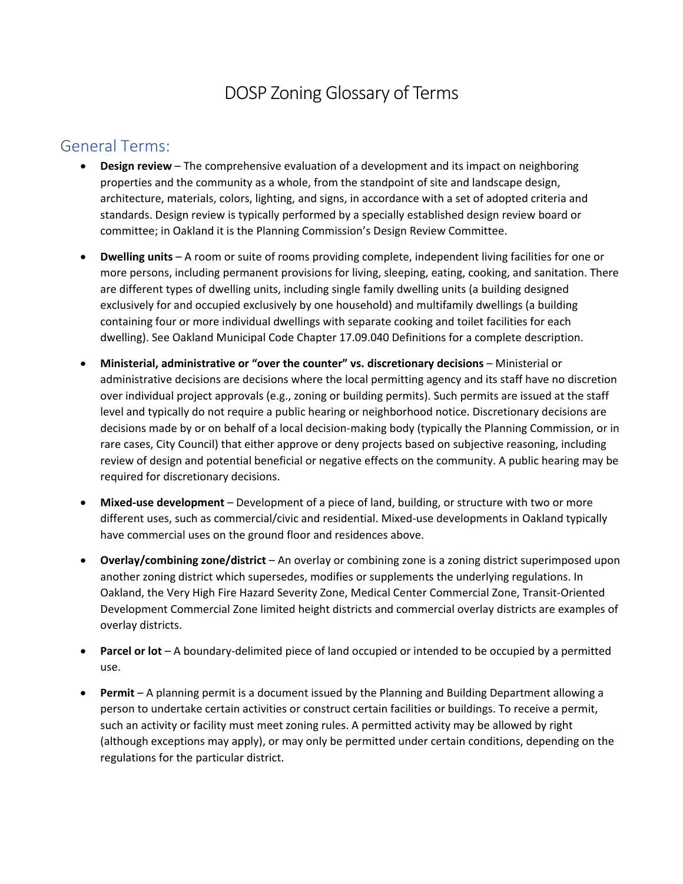# DOSP Zoning Glossary of Terms

## General Terms:

- **Design review** – The comprehensive evaluation of a development and its impact on neighboring properties and the community as a whole, from the standpoint of site and landscape design, architecture, materials, colors, lighting, and signs, in accordance with a set of adopted criteria and standards. Design review is typically performed by a specially established design review board or committee; in Oakland it is the Planning Commission's Design Review Committee.

- **Dwelling units** – A room or suite of rooms providing complete, independent living facilities for one or more persons, including permanent provisions for living, sleeping, eating, cooking, and sanitation. There are different types of dwelling units, including single family dwelling units (a building designed exclusively for and occupied exclusively by one household) and multifamily dwellings (a building containing four or more individual dwellings with separate cooking and toilet facilities for each dwelling). See Oakland Municipal Code Chapter 17.09.040 Definitions for a complete description.

- **Ministerial, administrative or "over the counter" vs. discretionary decisions** – Ministerial or administrative decisions are decisions where the local permitting agency and its staff have no discretion over individual project approvals (e.g., zoning or building permits). Such permits are issued at the staff level and typically do not require a public hearing or neighborhood notice. Discretionary decisions are decisions made by or on behalf of a local decision-making body (typically the Planning Commission, or in rare cases, City Council) that either approve or deny projects based on subjective reasoning, including review of design and potential beneficial or negative effects on the community. A public hearing may be required for discretionary decisions.

- **Mixed-use development** – Development of a piece of land, building, or structure with two or more different uses, such as commercial/civic and residential. Mixed-use developments in Oakland typically have commercial uses on the ground floor and residences above.

- **Overlay/combining zone/district** – An overlay or combining zone is a zoning district superimposed upon another zoning district which supersedes, modifies or supplements the underlying regulations. In Oakland, the Very High Fire Hazard Severity Zone, Medical Center Commercial Zone, Transit-Oriented Development Commercial Zone limited height districts and commercial overlay districts are examples of overlay districts.

- **Parcel or lot** – A boundary-delimited piece of land occupied or intended to be occupied by a permitted use.

- **Permit** – A planning permit is a document issued by the Planning and Building Department allowing a person to undertake certain activities or construct certain facilities or buildings. To receive a permit, such an activity or facility must meet zoning rules. A permitted activity may be allowed by right (although exceptions may apply), or may only be permitted under certain conditions, depending on the regulations for the particular district.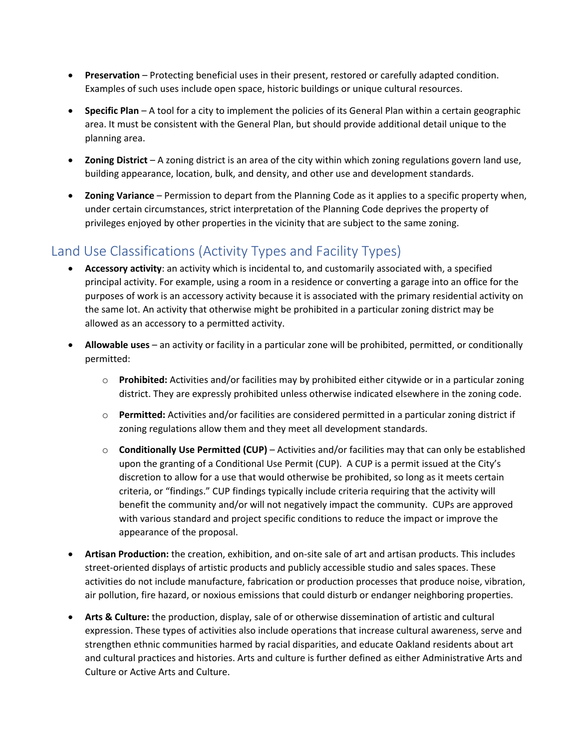- **Preservation** – Protecting beneficial uses in their present, restored or carefully adapted condition. Examples of such uses include open space, historic buildings or unique cultural resources.

- **Specific Plan** – A tool for a city to implement the policies of its General Plan within a certain geographic area. It must be consistent with the General Plan, but should provide additional detail unique to the planning area.

- **Zoning District** – A zoning district is an area of the city within which zoning regulations govern land use, building appearance, location, bulk, and density, and other use and development standards.

- **Zoning Variance** – Permission to depart from the Planning Code as it applies to a specific property when, under certain circumstances, strict interpretation of the Planning Code deprives the property of privileges enjoyed by other properties in the vicinity that are subject to the same zoning.

## Land Use Classifications (Activity Types and Facility Types)

- **Accessory activity**: an activity which is incidental to, and customarily associated with, a specified principal activity. For example, using a room in a residence or converting a garage into an office for the purposes of work is an accessory activity because it is associated with the primary residential activity on the same lot. An activity that otherwise might be prohibited in a particular zoning district may be allowed as an accessory to a permitted activity.

- **Allowable uses** – an activity or facility in a particular zone will be prohibited, permitted, or conditionally permitted:

  - **Prohibited:** Activities and/or facilities may by prohibited either citywide or in a particular zoning district. They are expressly prohibited unless otherwise indicated elsewhere in the zoning code.

  - **Permitted:** Activities and/or facilities are considered permitted in a particular zoning district if zoning regulations allow them and they meet all development standards.

  - **Conditionally Use Permitted (CUP)** – Activities and/or facilities may that can only be established upon the granting of a Conditional Use Permit (CUP). A CUP is a permit issued at the City's discretion to allow for a use that would otherwise be prohibited, so long as it meets certain criteria, or "findings." CUP findings typically include criteria requiring that the activity will benefit the community and/or will not negatively impact the community. CUPs are approved with various standard and project specific conditions to reduce the impact or improve the appearance of the proposal.

- **Artisan Production:** the creation, exhibition, and on-site sale of art and artisan products. This includes street-oriented displays of artistic products and publicly accessible studio and sales spaces. These activities do not include manufacture, fabrication or production processes that produce noise, vibration, air pollution, fire hazard, or noxious emissions that could disturb or endanger neighboring properties.

- **Arts & Culture:** the production, display, sale of or otherwise dissemination of artistic and cultural expression. These types of activities also include operations that increase cultural awareness, serve and strengthen ethnic communities harmed by racial disparities, and educate Oakland residents about art and cultural practices and histories. Arts and culture is further defined as either Administrative Arts and Culture or Active Arts and Culture.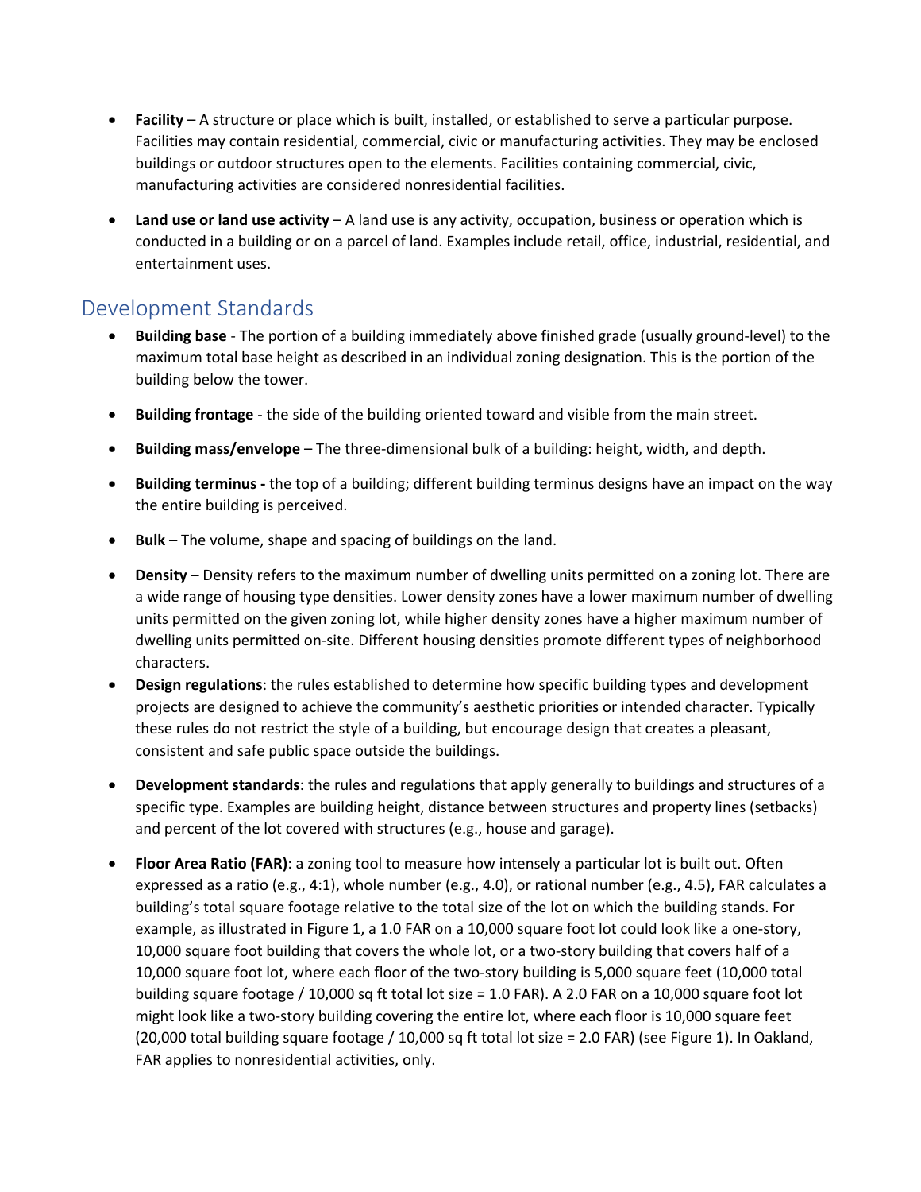- **Facility** – A structure or place which is built, installed, or established to serve a particular purpose. Facilities may contain residential, commercial, civic or manufacturing activities. They may be enclosed buildings or outdoor structures open to the elements. Facilities containing commercial, civic, manufacturing activities are considered nonresidential facilities.

- **Land use or land use activity** – A land use is any activity, occupation, business or operation which is conducted in a building or on a parcel of land. Examples include retail, office, industrial, residential, and entertainment uses.

## Development Standards

- **Building base** - The portion of a building immediately above finished grade (usually ground-level) to the maximum total base height as described in an individual zoning designation. This is the portion of the building below the tower.

- **Building frontage** - the side of the building oriented toward and visible from the main street.

- **Building mass/envelope** – The three-dimensional bulk of a building: height, width, and depth.

- **Building terminus -** the top of a building; different building terminus designs have an impact on the way the entire building is perceived.

- **Bulk** – The volume, shape and spacing of buildings on the land.

- **Density** – Density refers to the maximum number of dwelling units permitted on a zoning lot. There are a wide range of housing type densities. Lower density zones have a lower maximum number of dwelling units permitted on the given zoning lot, while higher density zones have a higher maximum number of dwelling units permitted on-site. Different housing densities promote different types of neighborhood characters.

- **Design regulations**: the rules established to determine how specific building types and development projects are designed to achieve the community's aesthetic priorities or intended character. Typically these rules do not restrict the style of a building, but encourage design that creates a pleasant, consistent and safe public space outside the buildings.

- **Development standards**: the rules and regulations that apply generally to buildings and structures of a specific type. Examples are building height, distance between structures and property lines (setbacks) and percent of the lot covered with structures (e.g., house and garage).

- **Floor Area Ratio (FAR)**: a zoning tool to measure how intensely a particular lot is built out. Often expressed as a ratio (e.g., 4:1), whole number (e.g., 4.0), or rational number (e.g., 4.5), FAR calculates a building's total square footage relative to the total size of the lot on which the building stands. For example, as illustrated in Figure 1, a 1.0 FAR on a 10,000 square foot lot could look like a one-story, 10,000 square foot building that covers the whole lot, or a two-story building that covers half of a 10,000 square foot lot, where each floor of the two-story building is 5,000 square feet (10,000 total building square footage / 10,000 sq ft total lot size = 1.0 FAR). A 2.0 FAR on a 10,000 square foot lot might look like a two-story building covering the entire lot, where each floor is 10,000 square feet (20,000 total building square footage / 10,000 sq ft total lot size = 2.0 FAR) (see Figure 1). In Oakland, FAR applies to nonresidential activities, only.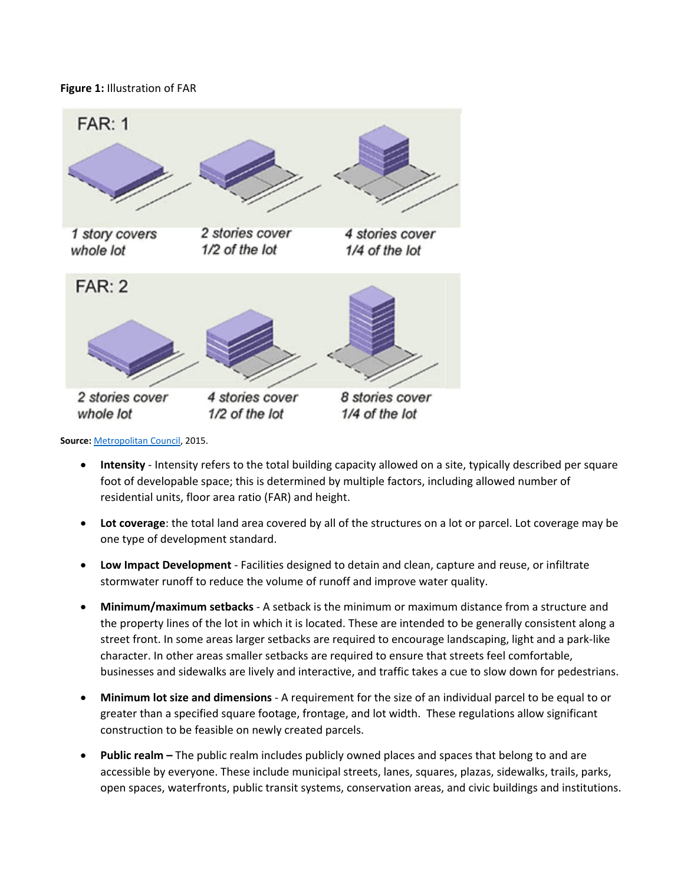**Figure 1:** Illustration of FAR

FAR: 1

1 story covers whole lot

2 stories cover 1/2 of the lot

4 stories cover 1/4 of the lot

FAR: 2

2 stories cover whole lot

4 stories cover 1/2 of the lot

8 stories cover 1/4 of the lot

**Source:** Metropolitan Council, 2015.

- **Intensity** - Intensity refers to the total building capacity allowed on a site, typically described per square foot of developable space; this is determined by multiple factors, including allowed number of residential units, floor area ratio (FAR) and height.
- **Lot coverage**: the total land area covered by all of the structures on a lot or parcel. Lot coverage may be one type of development standard.
- **Low Impact Development** - Facilities designed to detain and clean, capture and reuse, or infiltrate stormwater runoff to reduce the volume of runoff and improve water quality.
- **Minimum/maximum setbacks** - A setback is the minimum or maximum distance from a structure and the property lines of the lot in which it is located. These are intended to be generally consistent along a street front. In some areas larger setbacks are required to encourage landscaping, light and a park-like character. In other areas smaller setbacks are required to ensure that streets feel comfortable, businesses and sidewalks are lively and interactive, and traffic takes a cue to slow down for pedestrians.
- **Minimum lot size and dimensions** - A requirement for the size of an individual parcel to be equal to or greater than a specified square footage, frontage, and lot width. These regulations allow significant construction to be feasible on newly created parcels.
- **Public realm –** The public realm includes publicly owned places and spaces that belong to and are accessible by everyone. These include municipal streets, lanes, squares, plazas, sidewalks, trails, parks, open spaces, waterfronts, public transit systems, conservation areas, and civic buildings and institutions.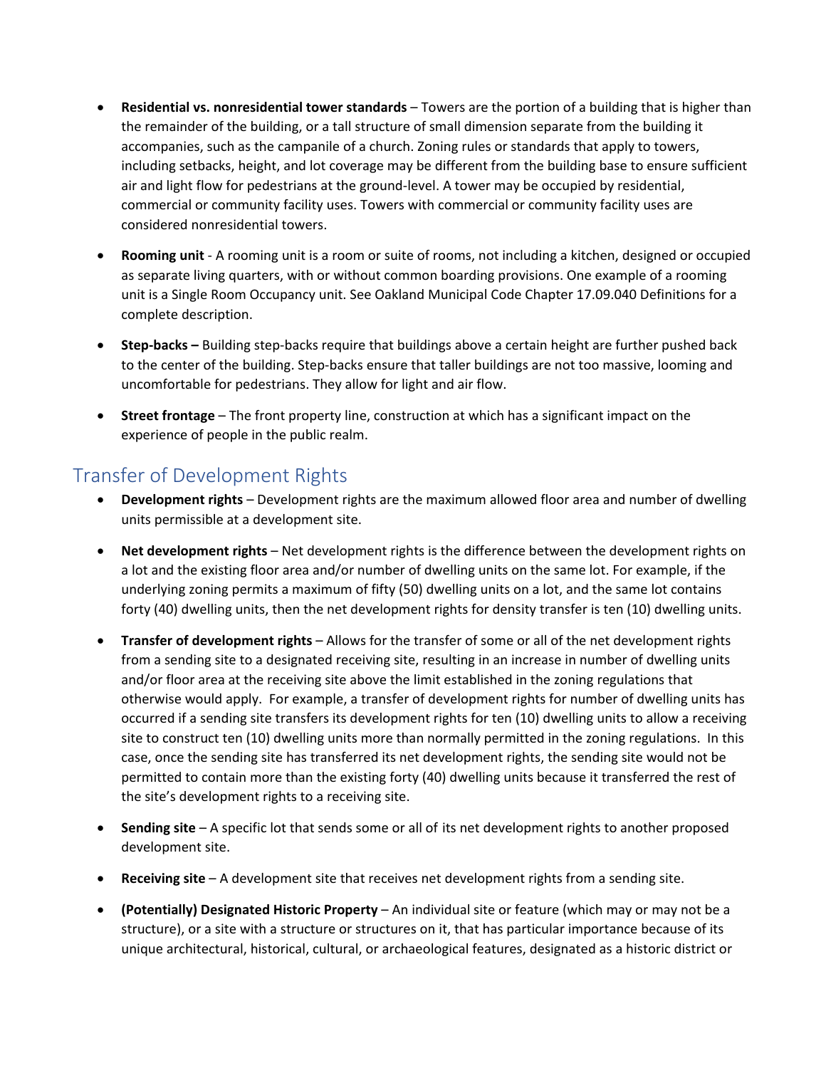- **Residential vs. nonresidential tower standards** – Towers are the portion of a building that is higher than the remainder of the building, or a tall structure of small dimension separate from the building it accompanies, such as the campanile of a church. Zoning rules or standards that apply to towers, including setbacks, height, and lot coverage may be different from the building base to ensure sufficient air and light flow for pedestrians at the ground-level. A tower may be occupied by residential, commercial or community facility uses. Towers with commercial or community facility uses are considered nonresidential towers.

- **Rooming unit** - A rooming unit is a room or suite of rooms, not including a kitchen, designed or occupied as separate living quarters, with or without common boarding provisions. One example of a rooming unit is a Single Room Occupancy unit. See Oakland Municipal Code Chapter 17.09.040 Definitions for a complete description.

- **Step-backs –** Building step-backs require that buildings above a certain height are further pushed back to the center of the building. Step-backs ensure that taller buildings are not too massive, looming and uncomfortable for pedestrians. They allow for light and air flow.

- **Street frontage** – The front property line, construction at which has a significant impact on the experience of people in the public realm.

## Transfer of Development Rights

- **Development rights** – Development rights are the maximum allowed floor area and number of dwelling units permissible at a development site.

- **Net development rights** – Net development rights is the difference between the development rights on a lot and the existing floor area and/or number of dwelling units on the same lot. For example, if the underlying zoning permits a maximum of fifty (50) dwelling units on a lot, and the same lot contains forty (40) dwelling units, then the net development rights for density transfer is ten (10) dwelling units.

- **Transfer of development rights** – Allows for the transfer of some or all of the net development rights from a sending site to a designated receiving site, resulting in an increase in number of dwelling units and/or floor area at the receiving site above the limit established in the zoning regulations that otherwise would apply. For example, a transfer of development rights for number of dwelling units has occurred if a sending site transfers its development rights for ten (10) dwelling units to allow a receiving site to construct ten (10) dwelling units more than normally permitted in the zoning regulations. In this case, once the sending site has transferred its net development rights, the sending site would not be permitted to contain more than the existing forty (40) dwelling units because it transferred the rest of the site's development rights to a receiving site.

- **Sending site** – A specific lot that sends some or all of its net development rights to another proposed development site.

- **Receiving site** – A development site that receives net development rights from a sending site.

- **(Potentially) Designated Historic Property** – An individual site or feature (which may or may not be a structure), or a site with a structure or structures on it, that has particular importance because of its unique architectural, historical, cultural, or archaeological features, designated as a historic district or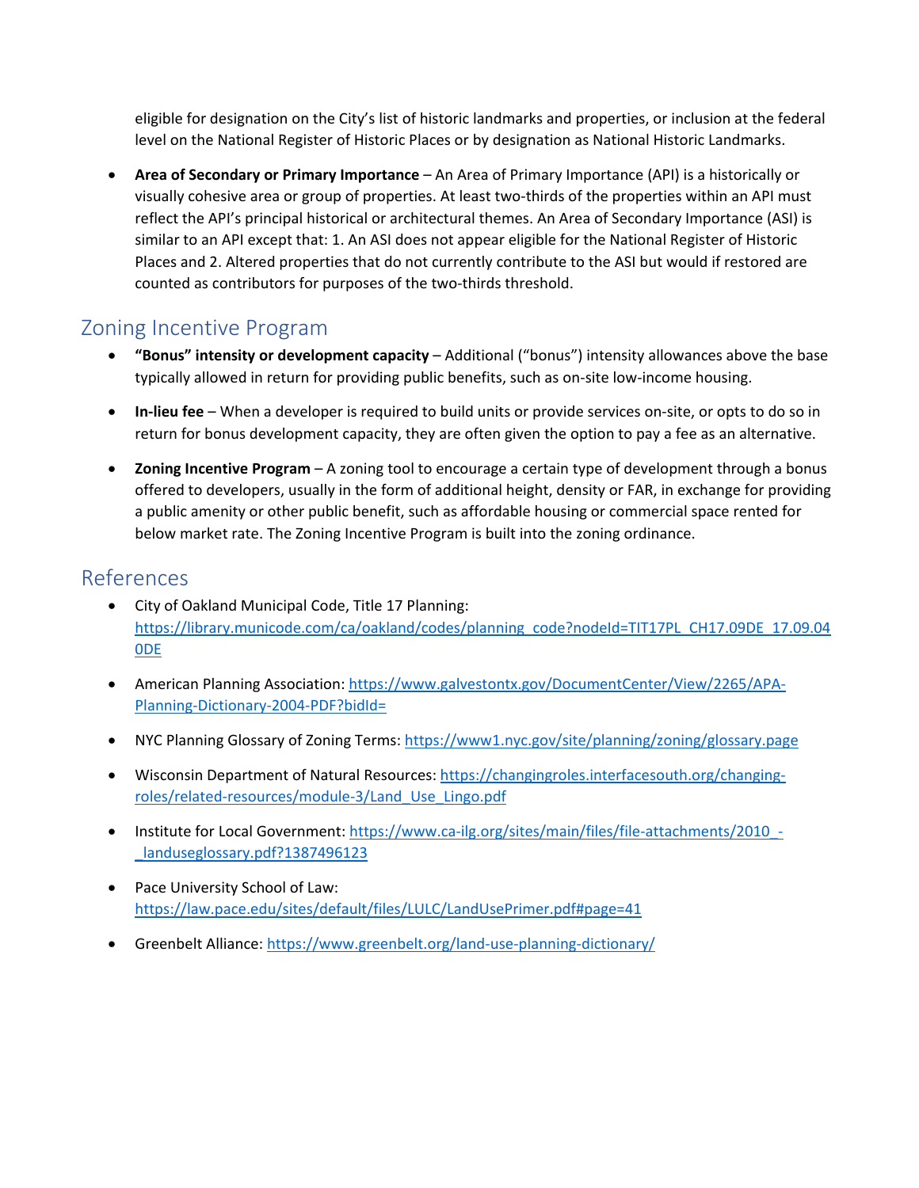eligible for designation on the City's list of historic landmarks and properties, or inclusion at the federal level on the National Register of Historic Places or by designation as National Historic Landmarks.

- **Area of Secondary or Primary Importance** – An Area of Primary Importance (API) is a historically or visually cohesive area or group of properties. At least two-thirds of the properties within an API must reflect the API's principal historical or architectural themes. An Area of Secondary Importance (ASI) is similar to an API except that: 1. An ASI does not appear eligible for the National Register of Historic Places and 2. Altered properties that do not currently contribute to the ASI but would if restored are counted as contributors for purposes of the two-thirds threshold.

## Zoning Incentive Program

- **"Bonus" intensity or development capacity** – Additional ("bonus") intensity allowances above the base typically allowed in return for providing public benefits, such as on-site low-income housing.

- **In-lieu fee** – When a developer is required to build units or provide services on-site, or opts to do so in return for bonus development capacity, they are often given the option to pay a fee as an alternative.

- **Zoning Incentive Program** – A zoning tool to encourage a certain type of development through a bonus offered to developers, usually in the form of additional height, density or FAR, in exchange for providing a public amenity or other public benefit, such as affordable housing or commercial space rented for below market rate. The Zoning Incentive Program is built into the zoning ordinance.

## References

- City of Oakland Municipal Code, Title 17 Planning: https://library.municode.com/ca/oakland/codes/planning_code?nodeId=TIT17PL_CH17.09DE_17.09.040DE

- American Planning Association: https://www.galvestontx.gov/DocumentCenter/View/2265/APA-Planning-Dictionary-2004-PDF?bidId=

- NYC Planning Glossary of Zoning Terms: https://www1.nyc.gov/site/planning/zoning/glossary.page

- Wisconsin Department of Natural Resources: https://changingroles.interfacesouth.org/changing-roles/related-resources/module-3/Land_Use_Lingo.pdf

- Institute for Local Government: https://www.ca-ilg.org/sites/main/files/file-attachments/2010_-_landuseglossary.pdf?1387496123

- Pace University School of Law: https://law.pace.edu/sites/default/files/LULC/LandUsePrimer.pdf#page=41

- Greenbelt Alliance: https://www.greenbelt.org/land-use-planning-dictionary/